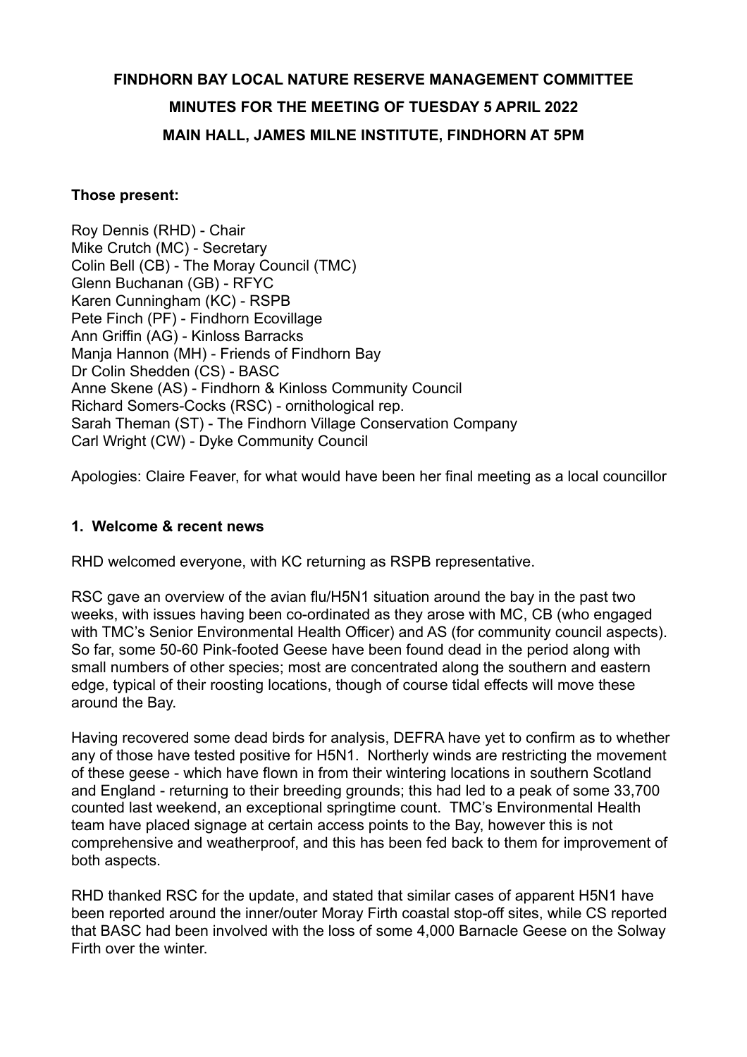# FINDHORN BAY LOCAL NATURE RESERVE MANAGEMENT COMMITTEE
# MINUTES FOR THE MEETING OF TUESDAY 5 APRIL 2022
# MAIN HALL, JAMES MILNE INSTITUTE, FINDHORN AT 5PM

**Those present:**

Roy Dennis (RHD) - Chair
Mike Crutch (MC) - Secretary
Colin Bell (CB) - The Moray Council (TMC)
Glenn Buchanan (GB) - RFYC
Karen Cunningham (KC) - RSPB
Pete Finch (PF) - Findhorn Ecovillage
Ann Griffin (AG) - Kinloss Barracks
Manja Hannon (MH) - Friends of Findhorn Bay
Dr Colin Shedden (CS) - BASC
Anne Skene (AS) - Findhorn & Kinloss Community Council
Richard Somers-Cocks (RSC) - ornithological rep.
Sarah Theman (ST) - The Findhorn Village Conservation Company
Carl Wright (CW) - Dyke Community Council

Apologies: Claire Feaver, for what would have been her final meeting as a local councillor

## 1. Welcome & recent news

RHD welcomed everyone, with KC returning as RSPB representative.

RSC gave an overview of the avian flu/H5N1 situation around the bay in the past two weeks, with issues having been co-ordinated as they arose with MC, CB (who engaged with TMC's Senior Environmental Health Officer) and AS (for community council aspects). So far, some 50-60 Pink-footed Geese have been found dead in the period along with small numbers of other species; most are concentrated along the southern and eastern edge, typical of their roosting locations, though of course tidal effects will move these around the Bay.

Having recovered some dead birds for analysis, DEFRA have yet to confirm as to whether any of those have tested positive for H5N1. Northerly winds are restricting the movement of these geese - which have flown in from their wintering locations in southern Scotland and England - returning to their breeding grounds; this had led to a peak of some 33,700 counted last weekend, an exceptional springtime count. TMC's Environmental Health team have placed signage at certain access points to the Bay, however this is not comprehensive and weatherproof, and this has been fed back to them for improvement of both aspects.

RHD thanked RSC for the update, and stated that similar cases of apparent H5N1 have been reported around the inner/outer Moray Firth coastal stop-off sites, while CS reported that BASC had been involved with the loss of some 4,000 Barnacle Geese on the Solway Firth over the winter.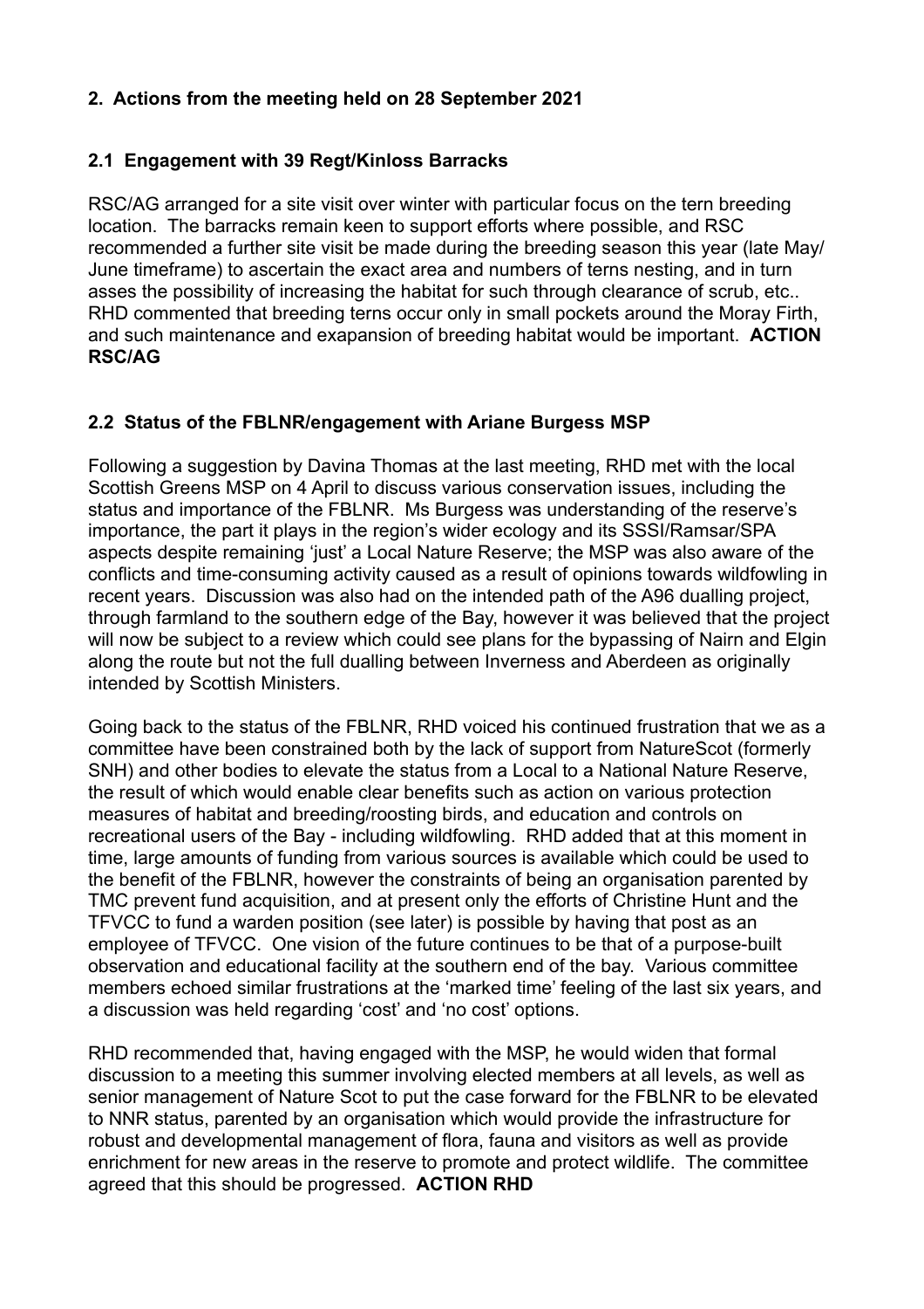## 2. Actions from the meeting held on 28 September 2021

### 2.1 Engagement with 39 Regt/Kinloss Barracks

RSC/AG arranged for a site visit over winter with particular focus on the tern breeding location. The barracks remain keen to support efforts where possible, and RSC recommended a further site visit be made during the breeding season this year (late May/ June timeframe) to ascertain the exact area and numbers of terns nesting, and in turn asses the possibility of increasing the habitat for such through clearance of scrub, etc.. RHD commented that breeding terns occur only in small pockets around the Moray Firth, and such maintenance and exapansion of breeding habitat would be important. **ACTION RSC/AG**

### 2.2 Status of the FBLNR/engagement with Ariane Burgess MSP

Following a suggestion by Davina Thomas at the last meeting, RHD met with the local Scottish Greens MSP on 4 April to discuss various conservation issues, including the status and importance of the FBLNR. Ms Burgess was understanding of the reserve's importance, the part it plays in the region's wider ecology and its SSSI/Ramsar/SPA aspects despite remaining 'just' a Local Nature Reserve; the MSP was also aware of the conflicts and time-consuming activity caused as a result of opinions towards wildfowling in recent years. Discussion was also had on the intended path of the A96 dualling project, through farmland to the southern edge of the Bay, however it was believed that the project will now be subject to a review which could see plans for the bypassing of Nairn and Elgin along the route but not the full dualling between Inverness and Aberdeen as originally intended by Scottish Ministers.

Going back to the status of the FBLNR, RHD voiced his continued frustration that we as a committee have been constrained both by the lack of support from NatureScot (formerly SNH) and other bodies to elevate the status from a Local to a National Nature Reserve, the result of which would enable clear benefits such as action on various protection measures of habitat and breeding/roosting birds, and education and controls on recreational users of the Bay - including wildfowling. RHD added that at this moment in time, large amounts of funding from various sources is available which could be used to the benefit of the FBLNR, however the constraints of being an organisation parented by TMC prevent fund acquisition, and at present only the efforts of Christine Hunt and the TFVCC to fund a warden position (see later) is possible by having that post as an employee of TFVCC. One vision of the future continues to be that of a purpose-built observation and educational facility at the southern end of the bay. Various committee members echoed similar frustrations at the 'marked time' feeling of the last six years, and a discussion was held regarding 'cost' and 'no cost' options.

RHD recommended that, having engaged with the MSP, he would widen that formal discussion to a meeting this summer involving elected members at all levels, as well as senior management of Nature Scot to put the case forward for the FBLNR to be elevated to NNR status, parented by an organisation which would provide the infrastructure for robust and developmental management of flora, fauna and visitors as well as provide enrichment for new areas in the reserve to promote and protect wildlife. The committee agreed that this should be progressed. **ACTION RHD**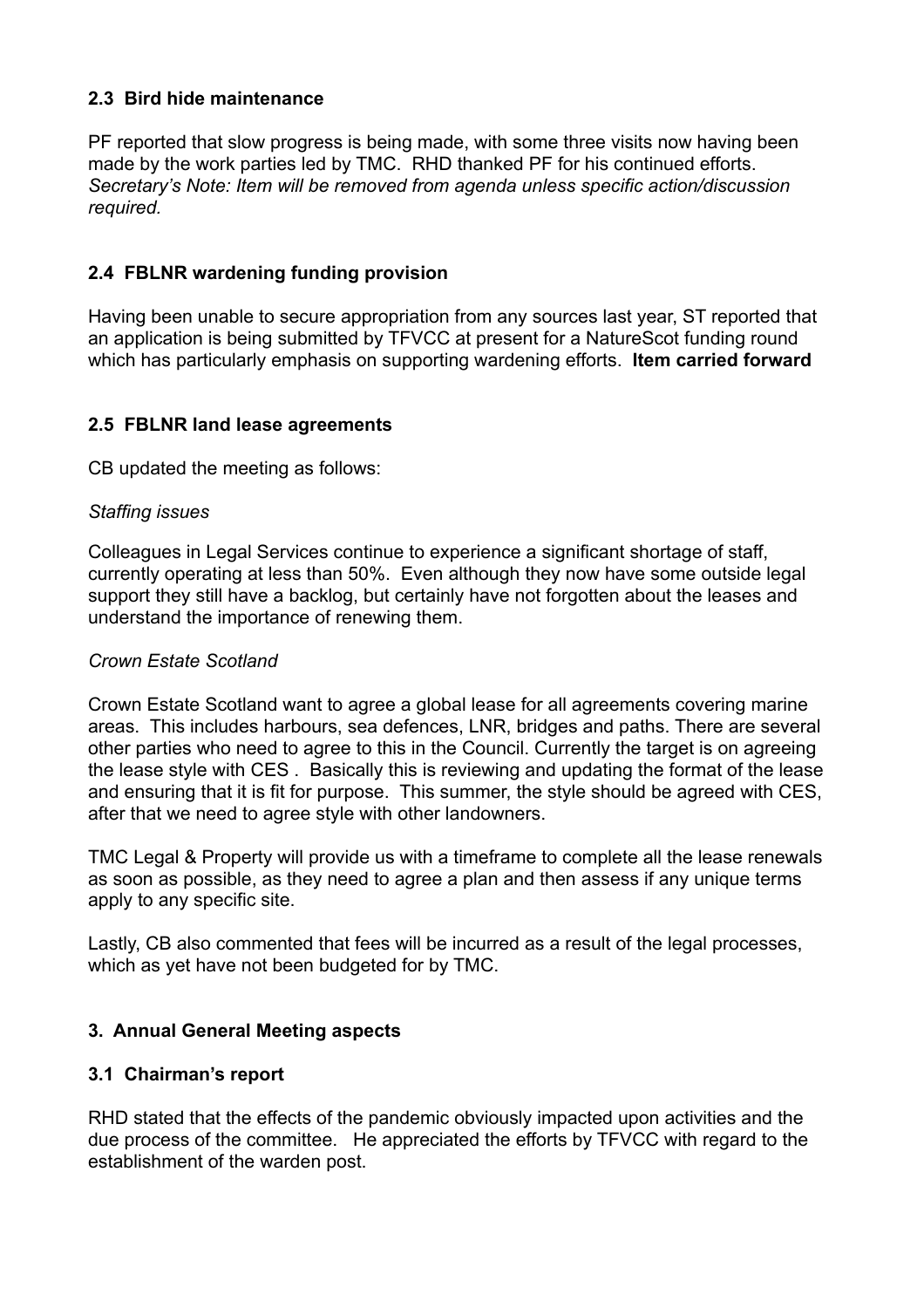### 2.3 Bird hide maintenance

PF reported that slow progress is being made, with some three visits now having been made by the work parties led by TMC. RHD thanked PF for his continued efforts. *Secretary's Note: Item will be removed from agenda unless specific action/discussion required.*

### 2.4 FBLNR wardening funding provision

Having been unable to secure appropriation from any sources last year, ST reported that an application is being submitted by TFVCC at present for a NatureScot funding round which has particularly emphasis on supporting wardening efforts. **Item carried forward**

### 2.5 FBLNR land lease agreements

CB updated the meeting as follows:

*Staffing issues*

Colleagues in Legal Services continue to experience a significant shortage of staff, currently operating at less than 50%. Even although they now have some outside legal support they still have a backlog, but certainly have not forgotten about the leases and understand the importance of renewing them.

*Crown Estate Scotland*

Crown Estate Scotland want to agree a global lease for all agreements covering marine areas. This includes harbours, sea defences, LNR, bridges and paths. There are several other parties who need to agree to this in the Council. Currently the target is on agreeing the lease style with CES . Basically this is reviewing and updating the format of the lease and ensuring that it is fit for purpose. This summer, the style should be agreed with CES, after that we need to agree style with other landowners.

TMC Legal & Property will provide us with a timeframe to complete all the lease renewals as soon as possible, as they need to agree a plan and then assess if any unique terms apply to any specific site.

Lastly, CB also commented that fees will be incurred as a result of the legal processes, which as yet have not been budgeted for by TMC.

## 3. Annual General Meeting aspects

### 3.1 Chairman's report

RHD stated that the effects of the pandemic obviously impacted upon activities and the due process of the committee. He appreciated the efforts by TFVCC with regard to the establishment of the warden post.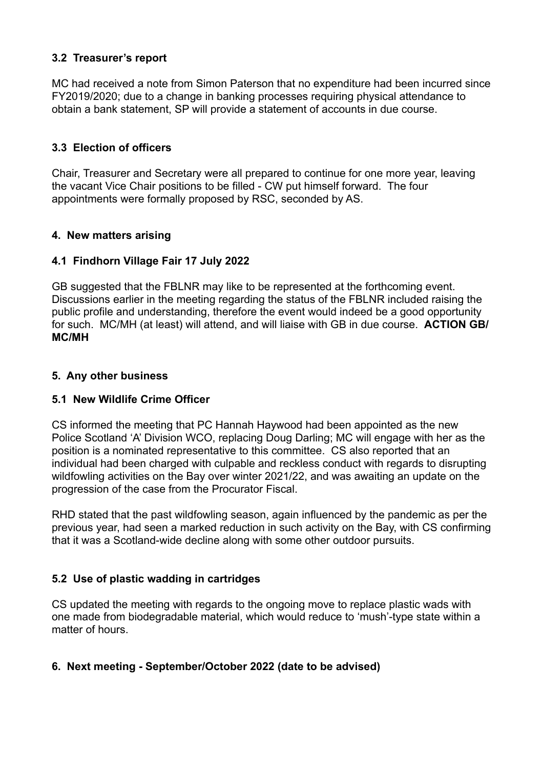### 3.2 Treasurer's report

MC had received a note from Simon Paterson that no expenditure had been incurred since FY2019/2020; due to a change in banking processes requiring physical attendance to obtain a bank statement, SP will provide a statement of accounts in due course.

### 3.3 Election of officers

Chair, Treasurer and Secretary were all prepared to continue for one more year, leaving the vacant Vice Chair positions to be filled - CW put himself forward. The four appointments were formally proposed by RSC, seconded by AS.

## 4. New matters arising

### 4.1 Findhorn Village Fair 17 July 2022

GB suggested that the FBLNR may like to be represented at the forthcoming event. Discussions earlier in the meeting regarding the status of the FBLNR included raising the public profile and understanding, therefore the event would indeed be a good opportunity for such. MC/MH (at least) will attend, and will liaise with GB in due course. **ACTION GB/ MC/MH**

## 5. Any other business

### 5.1 New Wildlife Crime Officer

CS informed the meeting that PC Hannah Haywood had been appointed as the new Police Scotland 'A' Division WCO, replacing Doug Darling; MC will engage with her as the position is a nominated representative to this committee. CS also reported that an individual had been charged with culpable and reckless conduct with regards to disrupting wildfowling activities on the Bay over winter 2021/22, and was awaiting an update on the progression of the case from the Procurator Fiscal.

RHD stated that the past wildfowling season, again influenced by the pandemic as per the previous year, had seen a marked reduction in such activity on the Bay, with CS confirming that it was a Scotland-wide decline along with some other outdoor pursuits.

### 5.2 Use of plastic wadding in cartridges

CS updated the meeting with regards to the ongoing move to replace plastic wads with one made from biodegradable material, which would reduce to 'mush'-type state within a matter of hours.

## 6. Next meeting - September/October 2022 (date to be advised)